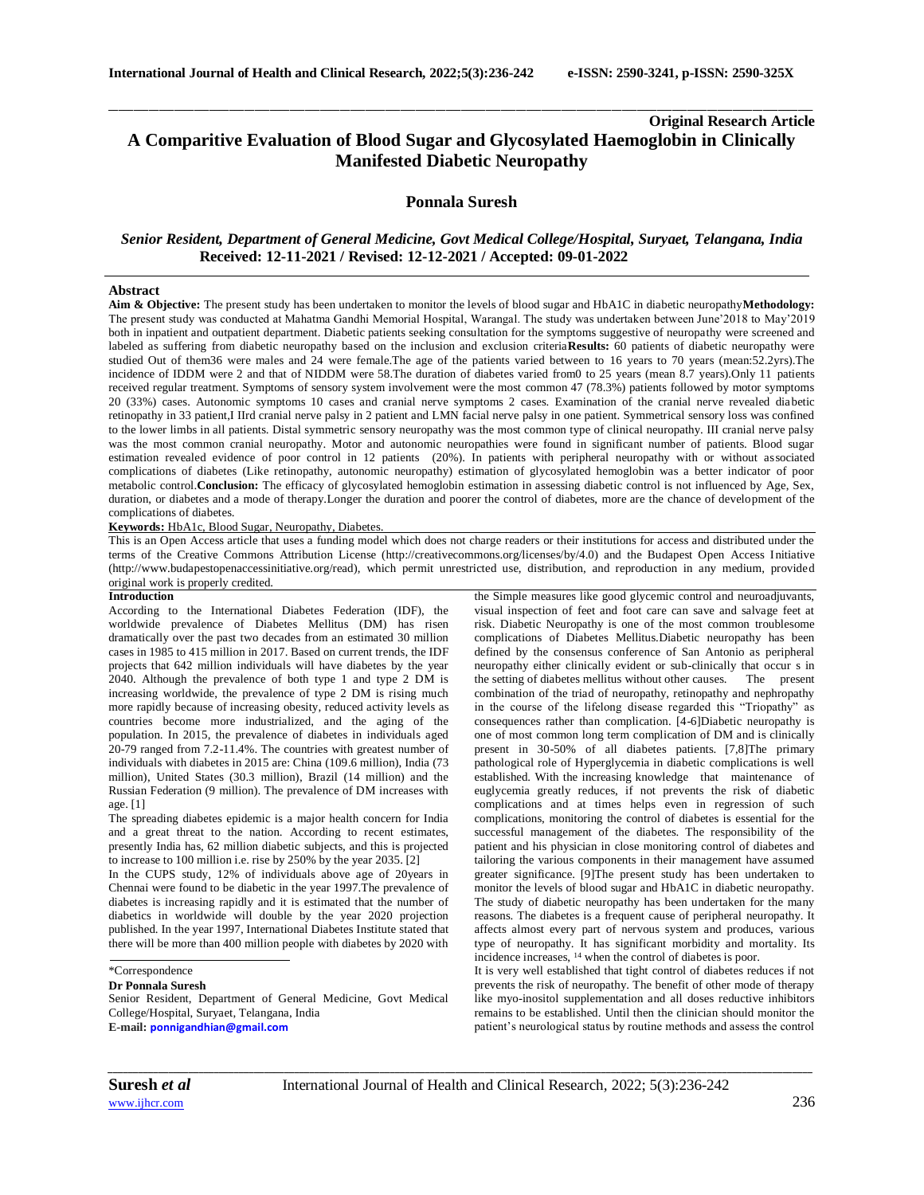**Original Research Article**

# A Comparitive Evaluation of Blood Sugar and Glycosylated Haemoglobin in Clinically Manifested Diabetic Neuropathy

## Ponnala Suresh

*Senior Resident, Department of General Medicine, Govt Medical College/Hospital, Suryaet, Telangana, India*

**Received: 12-11-2021 / Revised: 12-12-2021 / Accepted: 09-01-2022**

---

### Abstract

**Aim & Objective:** The present study has been undertaken to monitor the levels of blood sugar and HbA1C in diabetic neuropathy**Methodology:** The present study was conducted at Mahatma Gandhi Memorial Hospital, Warangal. The study was undertaken between June'2018 to May'2019 both in inpatient and outpatient department. Diabetic patients seeking consultation for the symptoms suggestive of neuropathy were screened and labeled as suffering from diabetic neuropathy based on the inclusion and exclusion criteria**Results:** 60 patients of diabetic neuropathy were studied Out of them36 were males and 24 were female.The age of the patients varied between to 16 years to 70 years (mean:52.2yrs).The incidence of IDDM were 2 and that of NIDDM were 58.The duration of diabetes varied from0 to 25 years (mean 8.7 years).Only 11 patients received regular treatment. Symptoms of sensory system involvement were the most common 47 (78.3%) patients followed by motor symptoms 20 (33%) cases. Autonomic symptoms 10 cases and cranial nerve symptoms 2 cases. Examination of the cranial nerve revealed diabetic retinopathy in 33 patient,I IIrd cranial nerve palsy in 2 patient and LMN facial nerve palsy in one patient. Symmetrical sensory loss was confined to the lower limbs in all patients. Distal symmetric sensory neuropathy was the most common type of clinical neuropathy. III cranial nerve palsy was the most common cranial neuropathy. Motor and autonomic neuropathies were found in significant number of patients. Blood sugar estimation revealed evidence of poor control in 12 patients (20%). In patients with peripheral neuropathy with or without associated complications of diabetes (Like retinopathy, autonomic neuropathy) estimation of glycosylated hemoglobin was a better indicator of poor metabolic control.**Conclusion:** The efficacy of glycosylated hemoglobin estimation in assessing diabetic control is not influenced by Age, Sex, duration, or diabetes and a mode of therapy.Longer the duration and poorer the control of diabetes, more are the chance of development of the complications of diabetes.

**Keywords:** HbA1c, Blood Sugar, Neuropathy, Diabetes.

This is an Open Access article that uses a funding model which does not charge readers or their institutions for access and distributed under the terms of the Creative Commons Attribution License (http://creativecommons.org/licenses/by/4.0) and the Budapest Open Access Initiative (http://www.budapestopenaccessinitiative.org/read), which permit unrestricted use, distribution, and reproduction in any medium, provided original work is properly credited.

### Introduction

According to the International Diabetes Federation (IDF), the worldwide prevalence of Diabetes Mellitus (DM) has risen dramatically over the past two decades from an estimated 30 million cases in 1985 to 415 million in 2017. Based on current trends, the IDF projects that 642 million individuals will have diabetes by the year 2040. Although the prevalence of both type 1 and type 2 DM is increasing worldwide, the prevalence of type 2 DM is rising much more rapidly because of increasing obesity, reduced activity levels as countries become more industrialized, and the aging of the population. In 2015, the prevalence of diabetes in individuals aged 20-79 ranged from 7.2-11.4%. The countries with greatest number of individuals with diabetes in 2015 are: China (109.6 million), India (73 million), United States (30.3 million), Brazil (14 million) and the Russian Federation (9 million). The prevalence of DM increases with age. [1]

The spreading diabetes epidemic is a major health concern for India and a great threat to the nation. According to recent estimates, presently India has, 62 million diabetic subjects, and this is projected to increase to 100 million i.e. rise by 250% by the year 2035. [2]

In the CUPS study, 12% of individuals above age of 20years in Chennai were found to be diabetic in the year 1997.The prevalence of diabetes is increasing rapidly and it is estimated that the number of diabetics in worldwide will double by the year 2020 projection published. In the year 1997, International Diabetes Institute stated that there will be more than 400 million people with diabetes by 2020 with the Simple measures like good glycemic control and neuroadjuvants, visual inspection of feet and foot care can save and salvage feet at risk. Diabetic Neuropathy is one of the most common troublesome complications of Diabetes Mellitus.Diabetic neuropathy has been defined by the consensus conference of San Antonio as peripheral neuropathy either clinically evident or sub-clinically that occur s in the setting of diabetes mellitus without other causes. The present combination of the triad of neuropathy, retinopathy and nephropathy in the course of the lifelong disease regarded this "Triopathy" as consequences rather than complication. [4-6]Diabetic neuropathy is one of most common long term complication of DM and is clinically present in 30-50% of all diabetes patients. [7,8]The primary pathological role of Hyperglycemia in diabetic complications is well established. With the increasing knowledge that maintenance of euglycemia greatly reduces, if not prevents the risk of diabetic complications and at times helps even in regression of such complications, monitoring the control of diabetes is essential for the successful management of the diabetes. The responsibility of the patient and his physician in close monitoring control of diabetes and tailoring the various components in their management have assumed greater significance. [9]The present study has been undertaken to monitor the levels of blood sugar and HbA1C in diabetic neuropathy. The study of diabetic neuropathy has been undertaken for the many reasons. The diabetes is a frequent cause of peripheral neuropathy. It affects almost every part of nervous system and produces, various type of neuropathy. It has significant morbidity and mortality. Its incidence increases, [14] when the control of diabetes is poor.

It is very well established that tight control of diabetes reduces if not prevents the risk of neuropathy. The benefit of other mode of therapy like myo-inositol supplementation and all doses reductive inhibitors remains to be established. Until then the clinician should monitor the patient's neurological status by routine methods and assess the control

---

\*Correspondence

**Dr Ponnala Suresh**

Senior Resident, Department of General Medicine, Govt Medical College/Hospital, Suryaet, Telangana, India

**E-mail:** ponnigandhian@gmail.com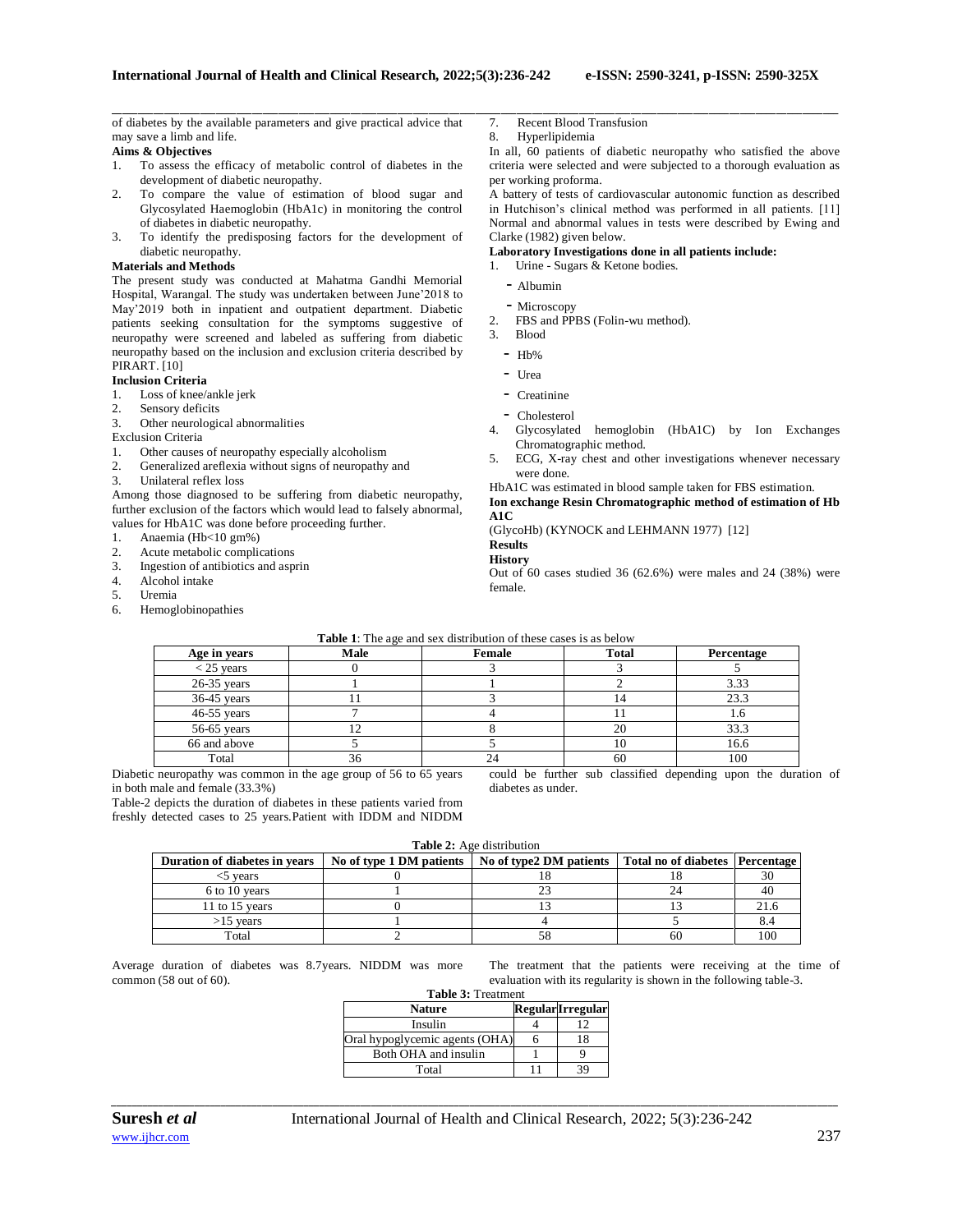of diabetes by the available parameters and give practical advice that may save a limb and life.

**Aims & Objectives**

1. To assess the efficacy of metabolic control of diabetes in the development of diabetic neuropathy.
2. To compare the value of estimation of blood sugar and Glycosylated Haemoglobin (HbA1c) in monitoring the control of diabetes in diabetic neuropathy.
3. To identify the predisposing factors for the development of diabetic neuropathy.

**Materials and Methods**

The present study was conducted at Mahatma Gandhi Memorial Hospital, Warangal. The study was undertaken between June'2018 to May'2019 both in inpatient and outpatient department. Diabetic patients seeking consultation for the symptoms suggestive of neuropathy were screened and labeled as suffering from diabetic neuropathy based on the inclusion and exclusion criteria described by PIRART. [10]

**Inclusion Criteria**

1. Loss of knee/ankle jerk
2. Sensory deficits
3. Other neurological abnormalities

Exclusion Criteria

1. Other causes of neuropathy especially alcoholism
2. Generalized areflexia without signs of neuropathy and
3. Unilateral reflex loss

Among those diagnosed to be suffering from diabetic neuropathy, further exclusion of the factors which would lead to falsely abnormal, values for HbA1C was done before proceeding further.

1. Anaemia (Hb<10 gm%)
2. Acute metabolic complications
3. Ingestion of antibiotics and asprin
4. Alcohol intake
5. Uremia
6. Hemoglobinopathies
7. Recent Blood Transfusion
8. Hyperlipidemia

In all, 60 patients of diabetic neuropathy who satisfied the above criteria were selected and were subjected to a thorough evaluation as per working proforma.

A battery of tests of cardiovascular autonomic function as described in Hutchison's clinical method was performed in all patients. [11] Normal and abnormal values in tests were described by Ewing and Clarke (1982) given below.

**Laboratory Investigations done in all patients include:**

1. Urine - Sugars & Ketone bodies.
   - Albumin
   - Microscopy
2. FBS and PPBS (Folin-wu method).
3. Blood
   - Hb%
   - Urea
   - Creatinine
   - Cholesterol
4. Glycosylated hemoglobin (HbA1C) by Ion Exchanges Chromatographic method.
5. ECG, X-ray chest and other investigations whenever necessary were done.

HbA1C was estimated in blood sample taken for FBS estimation.

**Ion exchange Resin Chromatographic method of estimation of Hb A1C**

(GlycoHb) (KYNOCK and LEHMANN 1977) [12]

**Results**

**History**

Out of 60 cases studied 36 (62.6%) were males and 24 (38%) were female.

**Table 1**: The age and sex distribution of these cases is as below

| Age in years | Male | Female | Total | Percentage |
|---|---|---|---|---|
| < 25 years | 0 | 3 | 3 | 5 |
| 26-35 years | 1 | 1 | 2 | 3.33 |
| 36-45 years | 11 | 3 | 14 | 23.3 |
| 46-55 years | 7 | 4 | 11 | 1.6 |
| 56-65 years | 12 | 8 | 20 | 33.3 |
| 66 and above | 5 | 5 | 10 | 16.6 |
| Total | 36 | 24 | 60 | 100 |

Diabetic neuropathy was common in the age group of 56 to 65 years in both male and female (33.3%)

Table-2 depicts the duration of diabetes in these patients varied from freshly detected cases to 25 years.Patient with IDDM and NIDDM could be further sub classified depending upon the duration of diabetes as under.

**Table 2:** Age distribution

| Duration of diabetes in years | No of type 1 DM patients | No of type2 DM patients | Total no of diabetes | Percentage |
|---|---|---|---|---|
| <5 years | 0 | 18 | 18 | 30 |
| 6 to 10 years | 1 | 23 | 24 | 40 |
| 11 to 15 years | 0 | 13 | 13 | 21.6 |
| >15 years | 1 | 4 | 5 | 8.4 |
| Total | 2 | 58 | 60 | 100 |

Average duration of diabetes was 8.7years. NIDDM was more common (58 out of 60).

The treatment that the patients were receiving at the time of evaluation with its regularity is shown in the following table-3.

**Table 3:** Treatment

| Nature | Regular | Irregular |
|---|---|---|
| Insulin | 4 | 12 |
| Oral hypoglycemic agents (OHA) | 6 | 18 |
| Both OHA and insulin | 1 | 9 |
| Total | 11 | 39 |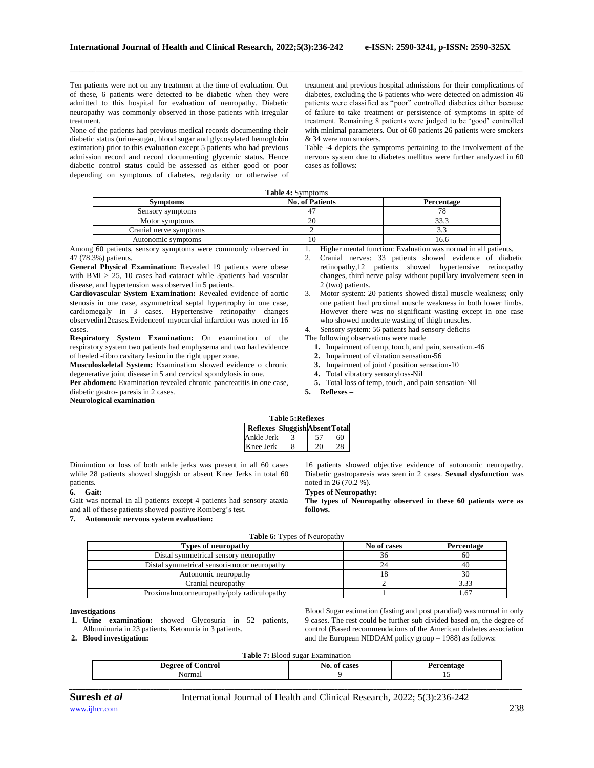Ten patients were not on any treatment at the time of evaluation. Out of these, 6 patients were detected to be diabetic when they were admitted to this hospital for evaluation of neuropathy. Diabetic neuropathy was commonly observed in those patients with irregular treatment.

None of the patients had previous medical records documenting their diabetic status (urine-sugar, blood sugar and glycosylated hemoglobin estimation) prior to this evaluation except 5 patients who had previous admission record and record documenting glycemic status. Hence diabetic control status could be assessed as either good or poor depending on symptoms of diabetes, regularity or otherwise of treatment and previous hospital admissions for their complications of diabetes, excluding the 6 patients who were detected on admission 46 patients were classified as "poor" controlled diabetics either because of failure to take treatment or persistence of symptoms in spite of treatment. Remaining 8 patients were judged to be 'good' controlled with minimal parameters. Out of 60 patients 26 patients were smokers & 34 were non smokers.

Table -4 depicts the symptoms pertaining to the involvement of the nervous system due to diabetes mellitus were further analyzed in 60 cases as follows:

**Table 4:** Symptoms

| Symptoms | No. of Patients | Percentage |
|---|---|---|
| Sensory symptoms | 47 | 78 |
| Motor symptoms | 20 | 33.3 |
| Cranial nerve symptoms | 2 | 3.3 |
| Autonomic symptoms | 10 | 16.6 |

Among 60 patients, sensory symptoms were commonly observed in 47 (78.3%) patients.

**General Physical Examination:** Revealed 19 patients were obese with BMI > 25, 10 cases had cataract while 3patients had vascular disease, and hypertension was observed in 5 patients.

**Cardiovascular System Examination:** Revealed evidence of aortic stenosis in one case, asymmetrical septal hypertrophy in one case, cardiomegaly in 3 cases. Hypertensive retinopathy changes observedin12cases.Evidenceof myocardial infarction was noted in 16 cases.

**Respiratory System Examination:** On examination of the respiratory system two patients had emphysema and two had evidence of healed -fibro cavitary lesion in the right upper zone.

**Musculoskeletal System:** Examination showed evidence o chronic degenerative joint disease in 5 and cervical spondylosis in one.

**Per abdomen:** Examination revealed chronic pancreatitis in one case, diabetic gastro- paresis in 2 cases.

**Neurological examination**

1. Higher mental function: Evaluation was normal in all patients.
2. Cranial nerves: 33 patients showed evidence of diabetic retinopathy,12 patients showed hypertensive retinopathy changes, third nerve palsy without pupillary involvement seen in 2 (two) patients.
3. Motor system: 20 patients showed distal muscle weakness; only one patient had proximal muscle weakness in both lower limbs. However there was no significant wasting except in one case who showed moderate wasting of thigh muscles.
4. Sensory system: 56 patients had sensory deficits

The following observations were made

1. Impairment of temp, touch, and pain, sensation.-46
2. Impairment of vibration sensation-56
3. Impairment of joint / position sensation-10
4. Total vibratory sensoryloss-Nil
5. Total loss of temp, touch, and pain sensation-Nil

**5. Reflexes –**

**Table 5:Reflexes**

| Reflexes | Sluggish | Absent | Total |
|---|---|---|---|
| Ankle Jerk | 3 | 57 | 60 |
| Knee Jerk | 8 | 20 | 28 |

Diminution or loss of both ankle jerks was present in all 60 cases while 28 patients showed sluggish or absent Knee Jerks in total 60 patients.

**6. Gait:**

Gait was normal in all patients except 4 patients had sensory ataxia and all of these patients showed positive Romberg's test.

**7. Autonomic nervous system evaluation:**

16 patients showed objective evidence of autonomic neuropathy. Diabetic gastroparesis was seen in 2 cases. **Sexual dysfunction** was noted in 26 (70.2 %).

**Types of Neuropathy:**

**The types of Neuropathy observed in these 60 patients were as follows.**

**Table 6:** Types of Neuropathy

| Types of neuropathy | No of cases | Percentage |
|---|---|---|
| Distal symmetrical sensory neuropathy | 36 | 60 |
| Distal symmetrical sensori-motor neuropathy | 24 | 40 |
| Autonomic neuropathy | 18 | 30 |
| Cranial neuropathy | 2 | 3.33 |
| Proximalmotorneuropathy/poly radiculopathy | 1 | 1.67 |

**Investigations**

1. **Urine examination:** showed Glycosuria in 52 patients, Albuminuria in 23 patients, Ketonuria in 3 patients.
2. **Blood investigation:**

Blood Sugar estimation (fasting and post prandial) was normal in only 9 cases. The rest could be further sub divided based on, the degree of control (Based recommendations of the American diabetes association and the European NIDDAM policy group – 1988) as follows:

**Table 7:** Blood sugar Examination

| Degree of Control | No. of cases | Percentage |
|---|---|---|
| Normal | 9 | 15 |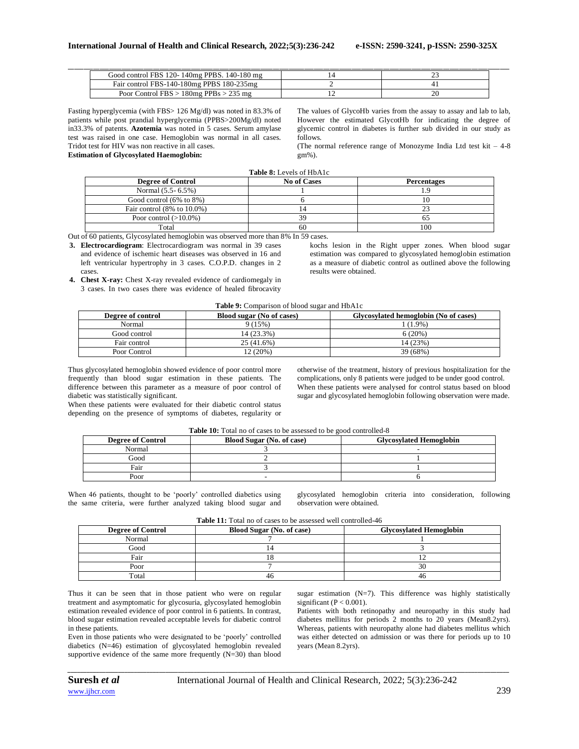| Good control FBS 120- 140mg PPBS. 140-180 mg | 14 | 23 |
|---|---|---|
| Fair control FBS-140-180mg PPBS 180-235mg | 2 | 41 |
| Poor Control FBS > 180mg PPBs > 235 mg | 12 | 20 |

Fasting hyperglycemia (with FBS> 126 Mg/dl) was noted in 83.3% of patients while post prandial hyperglycemia (PPBS>200Mg/dl) noted in33.3% of patents. **Azotemia** was noted in 5 cases. Serum amylase test was raised in one case. Hemoglobin was normal in all cases. Tridot test for HIV was non reactive in all cases.

**Estimation of Glycosylated Haemoglobin:**

The values of GlycoHb varies from the assay to assay and lab to lab, However the estimated GlycotHb for indicating the degree of glycemic control in diabetes is further sub divided in our study as follows.

(The normal reference range of Monozyme India Ltd test kit – 4-8 gm%).

**Table 8:** Levels of HbA1c

| Degree of Control | No of Cases | Percentages |
|---|---|---|
| Normal (5.5- 6.5%) | 1 | 1.9 |
| Good control (6% to 8%) | 6 | 10 |
| Fair control (8% to 10.0%) | 14 | 23 |
| Poor control (>10.0%) | 39 | 65 |
| Total | 60 | 100 |

Out of 60 patients, Glycosylated hemoglobin was observed more than 8% In 59 cases.

3. **Electrocardiogram**: Electrocardiogram was normal in 39 cases and evidence of ischemic heart diseases was observed in 16 and left ventricular hypertrophy in 3 cases. C.O.P.D. changes in 2 cases.
4. **Chest X-ray:** Chest X-ray revealed evidence of cardiomegaly in 3 cases. In two cases there was evidence of healed fibrocavity kochs lesion in the Right upper zones. When blood sugar estimation was compared to glycosylated hemoglobin estimation as a measure of diabetic control as outlined above the following results were obtained.

**Table 9:** Comparison of blood sugar and HbA1c

| Degree of control | Blood sugar (No of cases) | Glycosylated hemoglobin (No of cases) |
|---|---|---|
| Normal | 9 (15%) | 1 (1.9%) |
| Good control | 14 (23.3%) | 6 (20%) |
| Fair control | 25 (41.6%) | 14 (23%) |
| Poor Control | 12 (20%) | 39 (68%) |

Thus glycosylated hemoglobin showed evidence of poor control more frequently than blood sugar estimation in these patients. The difference between this parameter as a measure of poor control of diabetic was statistically significant.

When these patients were evaluated for their diabetic control status depending on the presence of symptoms of diabetes, regularity or otherwise of the treatment, history of previous hospitalization for the complications, only 8 patients were judged to be under good control. When these patients were analysed for control status based on blood sugar and glycosylated hemoglobin following observation were made.

**Table 10:** Total no of cases to be assessed to be good controlled-8

| Degree of Control | Blood Sugar (No. of case) | Glycosylated Hemoglobin |
|---|---|---|
| Normal | 3 | - |
| Good | 2 | 1 |
| Fair | 3 | 1 |
| Poor | - | 6 |

When 46 patients, thought to be 'poorly' controlled diabetics using the same criteria, were further analyzed taking blood sugar and glycosylated hemoglobin criteria into consideration, following observation were obtained.

**Table 11:** Total no of cases to be assessed well controlled-46

| Degree of Control | Blood Sugar (No. of case) | Glycosylated Hemoglobin |
|---|---|---|
| Normal | 7 | 1 |
| Good | 14 | 3 |
| Fair | 18 | 12 |
| Poor | 7 | 30 |
| Total | 46 | 46 |

Thus it can be seen that in those patient who were on regular treatment and asymptomatic for glycosuria, glycosylated hemoglobin estimation revealed evidence of poor control in 6 patients. In contrast, blood sugar estimation revealed acceptable levels for diabetic control in these patients.

Even in those patients who were designated to be 'poorly' controlled diabetics (N=46) estimation of glycosylated hemoglobin revealed supportive evidence of the same more frequently (N=30) than blood sugar estimation (N=7). This difference was highly statistically significant ($P < 0.001$).

Patients with both retinopathy and neuropathy in this study had diabetes mellitus for periods 2 months to 20 years (Mean8.2yrs). Whereas, patients with neuropathy alone had diabetes mellitus which was either detected on admission or was there for periods up to 10 years (Mean 8.2yrs).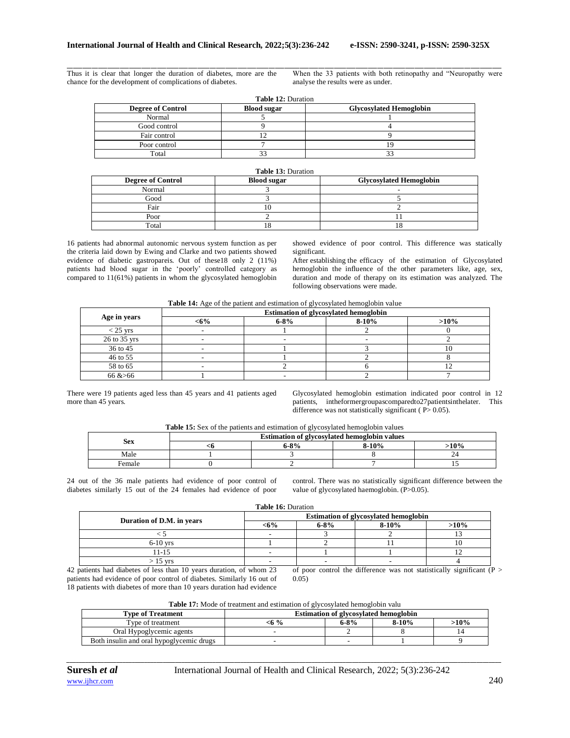Thus it is clear that longer the duration of diabetes, more are the chance for the development of complications of diabetes.

When the 33 patients with both retinopathy and "Neuropathy were analyse the results were as under.

**Table 12:** Duration

| Degree of Control | Blood sugar | Glycosylated Hemoglobin |
|---|---|---|
| Normal | 5 | 1 |
| Good control | 9 | 4 |
| Fair control | 12 | 9 |
| Poor control | 7 | 19 |
| Total | 33 | 33 |

**Table 13:** Duration

| Degree of Control | Blood sugar | Glycosylated Hemoglobin |
|---|---|---|
| Normal | 3 | - |
| Good | 3 | 5 |
| Fair | 10 | 2 |
| Poor | 2 | 11 |
| Total | 18 | 18 |

16 patients had abnormal autonomic nervous system function as per the criteria laid down by Ewing and Clarke and two patients showed evidence of diabetic gastropareis. Out of these18 only 2 (11%) patients had blood sugar in the 'poorly' controlled category as compared to 11(61%) patients in whom the glycosylated hemoglobin showed evidence of poor control. This difference was statically significant.

After establishing the efficacy of the estimation of Glycosylated hemoglobin the influence of the other parameters like, age, sex, duration and mode of therapy on its estimation was analyzed. The following observations were made.

**Table 14:** Age of the patient and estimation of glycosylated hemoglobin value

| Age in years | Estimation of glycosylated hemoglobin | | | |
|---|---|---|---|---|
| | <6% | 6-8% | 8-10% | >10% |
| < 25 yrs | - | 1 | 2 | 0 |
| 26 to 35 yrs | - | - | - | 2 |
| 36 to 45 | - | 1 | 3 | 10 |
| 46 to 55 | - | 1 | 2 | 8 |
| 58 to 65 | - | 2 | 6 | 12 |
| 66 &>66 | 1 | - | 2 | 7 |

There were 19 patients aged less than 45 years and 41 patients aged more than 45 years.

Glycosylated hemoglobin estimation indicated poor control in 12 patients, intheformergroupascomparedto27patientsinthelater. This difference was not statistically significant ( P> 0.05).

**Table 15:** Sex of the patients and estimation of glycosylated hemoglobin values

| Sex | Estimation of glycosylated hemoglobin values | | | |
|---|---|---|---|---|
| | <6 | 6-8% | 8-10% | >10% |
| Male | 1 | 3 | 8 | 24 |
| Female | 0 | 2 | 7 | 15 |

24 out of the 36 male patients had evidence of poor control of diabetes similarly 15 out of the 24 females had evidence of poor control. There was no statistically significant difference between the value of glycosylated haemoglobin. (P>0.05).

**Table 16:** Duration

| Duration of D.M. in years | Estimation of glycosylated hemoglobin | | | |
|---|---|---|---|---|
| | <6% | 6-8% | 8-10% | >10% |
| < 5 | - | 3 | 2 | 13 |
| 6-10 yrs | 1 | 2 | 11 | 10 |
| 11-15 | - | 1 | 1 | 12 |
| > 15 yrs | - | - | - | 4 |

42 patients had diabetes of less than 10 years duration, of whom 23 patients had evidence of poor control of diabetes. Similarly 16 out of 18 patients with diabetes of more than 10 years duration had evidence of poor control the difference was not statistically significant (P > 0.05)

**Table 17:** Mode of treatment and estimation of glycosylated hemoglobin valu

| Type of Treatment | Estimation of glycosylated hemoglobin | | | |
|---|---|---|---|---|
| Type of treatment | <6 % | 6-8% | 8-10% | >10% |
| Oral Hypoglycemic agents | - | 2 | 8 | 14 |
| Both insulin and oral hypoglycemic drugs | - | - | 1 | 9 |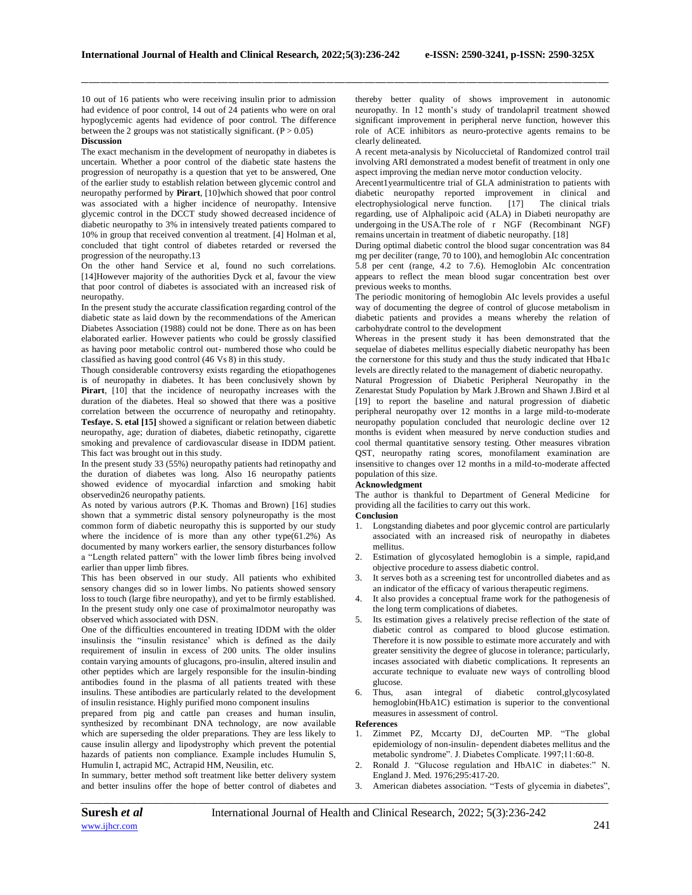10 out of 16 patients who were receiving insulin prior to admission had evidence of poor control, 14 out of 24 patients who were on oral hypoglycemic agents had evidence of poor control. The difference between the 2 groups was not statistically significant. ($P > 0.05$)

**Discussion**

The exact mechanism in the development of neuropathy in diabetes is uncertain. Whether a poor control of the diabetic state hastens the progression of neuropathy is a question that yet to be answered, One of the earlier study to establish relation between glycemic control and neuropathy performed by **Pirart**, [10]which showed that poor control was associated with a higher incidence of neuropathy. Intensive glycemic control in the DCCT study showed decreased incidence of diabetic neuropathy to 3% in intensively treated patients compared to 10% in group that received convention al treatment. [4] Holman et al, concluded that tight control of diabetes retarded or reversed the progression of the neuropathy.13

On the other hand Service et al, found no such correlations. [14]However majority of the authorities Dyck et al, favour the view that poor control of diabetes is associated with an increased risk of neuropathy.

In the present study the accurate classification regarding control of the diabetic state as laid down by the recommendations of the American Diabetes Association (1988) could not be done. There as on has been elaborated earlier. However patients who could be grossly classified as having poor metabolic control out- numbered those who could be classified as having good control (46 Vs 8) in this study.

Though considerable controversy exists regarding the etiopathogenes is of neuropathy in diabetes. It has been conclusively shown by **Pirart**, [10] that the incidence of neuropathy increases with the duration of the diabetes. Heal so showed that there was a positive correlation between the occurrence of neuropathy and retinopahty. **Tesfaye. S. etal [15]** showed a significant or relation between diabetic neuropathy, age; duration of diabetes, diabetic retinopathy, cigarette smoking and prevalence of cardiovascular disease in IDDM patient. This fact was brought out in this study.

In the present study 33 (55%) neuropathy patients had retinopathy and the duration of diabetes was long. Also 16 neuropathy patients showed evidence of myocardial infarction and smoking habit observedin26 neuropathy patients.

As noted by various autrors (P.K. Thomas and Brown) [16] studies shown that a symmetric distal sensory polyneuropathy is the most common form of diabetic neuropathy this is supported by our study where the incidence of is more than any other type(61.2%) As documented by many workers earlier, the sensory disturbances follow a "Length related pattern" with the lower limb fibres being involved earlier than upper limb fibres.

This has been observed in our study. All patients who exhibited sensory changes did so in lower limbs. No patients showed sensory loss to touch (large fibre neuropathy), and yet to be firmly established. In the present study only one case of proximalmotor neuropathy was observed which associated with DSN.

One of the difficulties encountered in treating IDDM with the older insulinsis the "insulin resistance' which is defined as the daily requirement of insulin in excess of 200 units. The older insulins contain varying amounts of glucagons, pro-insulin, altered insulin and other peptides which are largely responsible for the insulin-binding antibodies found in the plasma of all patients treated with these insulins. These antibodies are particularly related to the development of insulin resistance. Highly purified mono component insulins prepared from pig and cattle pan creases and human insulin, synthesized by recombinant DNA technology, are now available which are superseding the older preparations. They are less likely to cause insulin allergy and lipodystrophy which prevent the potential hazards of patients non compliance. Example includes Humulin S, Humulin I, actrapid MC, Actrapid HM, Neusilin, etc.

In summary, better method soft treatment like better delivery system and better insulins offer the hope of better control of diabetes and thereby better quality of shows improvement in autonomic neuropathy. In 12 month's study of trandolapril treatment showed significant improvement in peripheral nerve function, however this role of ACE inhibitors as neuro-protective agents remains to be clearly delineated.

A recent meta-analysis by Nicoluccietal of Randomized control trail involving ARI demonstrated a modest benefit of treatment in only one aspect improving the median nerve motor conduction velocity.

Arecent1yearmulticentre trial of GLA administration to patients with diabetic neuropathy reported improvement in clinical and electrophysiological nerve function. [17] The clinical trials regarding, use of Alphalipoic acid (ALA) in Diabeti neuropathy are undergoing in the USA.The role of r NGF (Recombinant NGF) remains uncertain in treatment of diabetic neuropathy. [18]

During optimal diabetic control the blood sugar concentration was 84 mg per deciliter (range, 70 to 100), and hemoglobin AIc concentration 5.8 per cent (range, 4.2 to 7.6). Hemoglobin AIc concentration appears to reflect the mean blood sugar concentration best over previous weeks to months.

The periodic monitoring of hemoglobin AIc levels provides a useful way of documenting the degree of control of glucose metabolism in diabetic patients and provides a means whereby the relation of carbohydrate control to the development

Whereas in the present study it has been demonstrated that the sequelae of diabetes mellitus especially diabetic neuropathy has been the cornerstone for this study and thus the study indicated that Hba1c levels are directly related to the management of diabetic neuropathy.

Natural Progression of Diabetic Peripheral Neuropathy in the Zenarestat Study Population by Mark J.Brown and Shawn J.Bird et al [19] to report the baseline and natural progression of diabetic peripheral neuropathy over 12 months in a large mild-to-moderate neuropathy population concluded that neurologic decline over 12 months is evident when measured by nerve conduction studies and cool thermal quantitative sensory testing. Other measures vibration QST, neuropathy rating scores, monofilament examination are insensitive to changes over 12 months in a mild-to-moderate affected population of this size.

**Acknowledgment**

The author is thankful to Department of General Medicine for providing all the facilities to carry out this work.

**Conclusion**

1. Longstanding diabetes and poor glycemic control are particularly associated with an increased risk of neuropathy in diabetes mellitus.
2. Estimation of glycosylated hemoglobin is a simple, rapid,and objective procedure to assess diabetic control.
3. It serves both as a screening test for uncontrolled diabetes and as an indicator of the efficacy of various therapeutic regimens.
4. It also provides a conceptual frame work for the pathogenesis of the long term complications of diabetes.
5. Its estimation gives a relatively precise reflection of the state of diabetic control as compared to blood glucose estimation. Therefore it is now possible to estimate more accurately and with greater sensitivity the degree of glucose in tolerance; particularly, incases associated with diabetic complications. It represents an accurate technique to evaluate new ways of controlling blood glucose.
6. Thus, asan integral of diabetic control,glycosylated hemoglobin(HbA1C) estimation is superior to the conventional measures in assessment of control.

**References**

1. Zimmet PZ, Mccarty DJ, deCourten MP. "The global epidemiology of non-insulin- dependent diabetes mellitus and the metabolic syndrome". J. Diabetes Complicate. 1997;11:60-8.
2. Ronald J. "Glucose regulation and HbA1C in diabetes:" N. England J. Med. 1976;295:417-20.
3. American diabetes association. "Tests of glycemia in diabetes",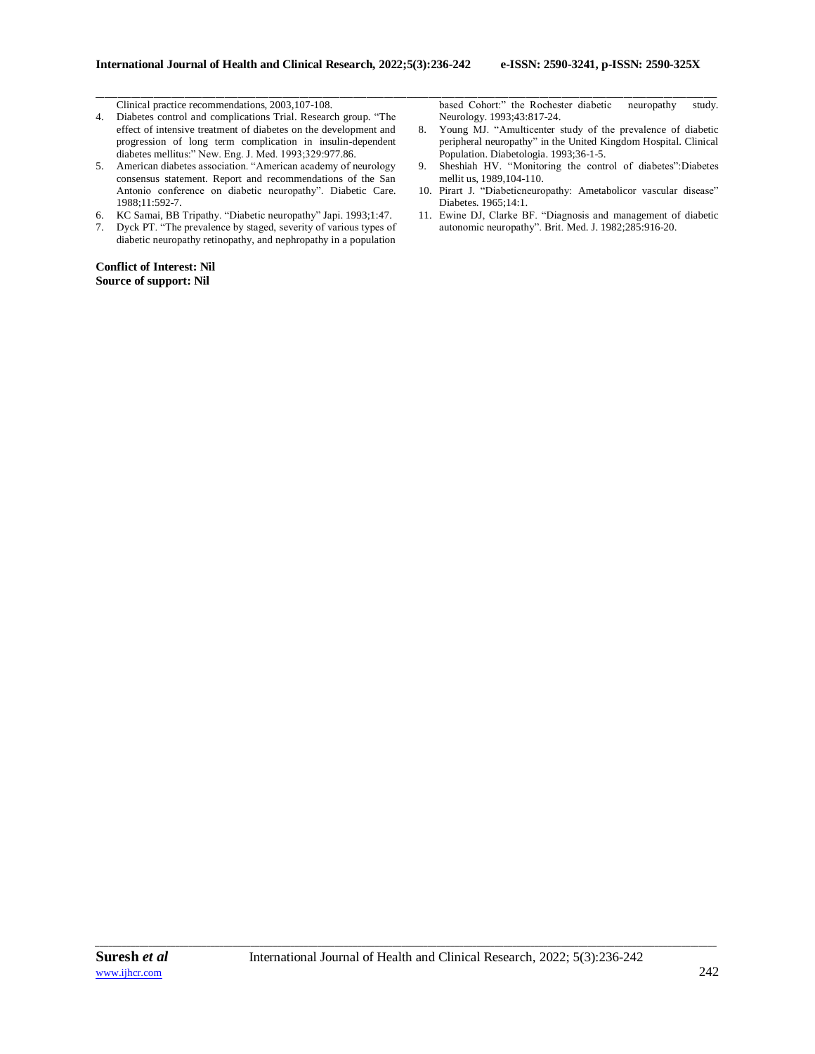Clinical practice recommendations, 2003,107-108.

4. Diabetes control and complications Trial. Research group. "The effect of intensive treatment of diabetes on the development and progression of long term complication in insulin-dependent diabetes mellitus:" New. Eng. J. Med. 1993;329:977.86.
5. American diabetes association. "American academy of neurology consensus statement. Report and recommendations of the San Antonio conference on diabetic neuropathy". Diabetic Care. 1988;11:592-7.
6. KC Samai, BB Tripathy. "Diabetic neuropathy" Japi. 1993;1:47.
7. Dyck PT. "The prevalence by staged, severity of various types of diabetic neuropathy retinopathy, and nephropathy in a population based Cohort:" the Rochester diabetic neuropathy study. Neurology. 1993;43:817-24.
8. Young MJ. "Amulticenter study of the prevalence of diabetic peripheral neuropathy" in the United Kingdom Hospital. Clinical Population. Diabetologia. 1993;36-1-5.
9. Sheshiah HV. "Monitoring the control of diabetes":Diabetes mellit us, 1989,104-110.
10. Pirart J. "Diabeticneuropathy: Ametabolicor vascular disease" Diabetes. 1965;14:1.
11. Ewine DJ, Clarke BF. "Diagnosis and management of diabetic autonomic neuropathy". Brit. Med. J. 1982;285:916-20.

**Conflict of Interest: Nil**
**Source of support: Nil**